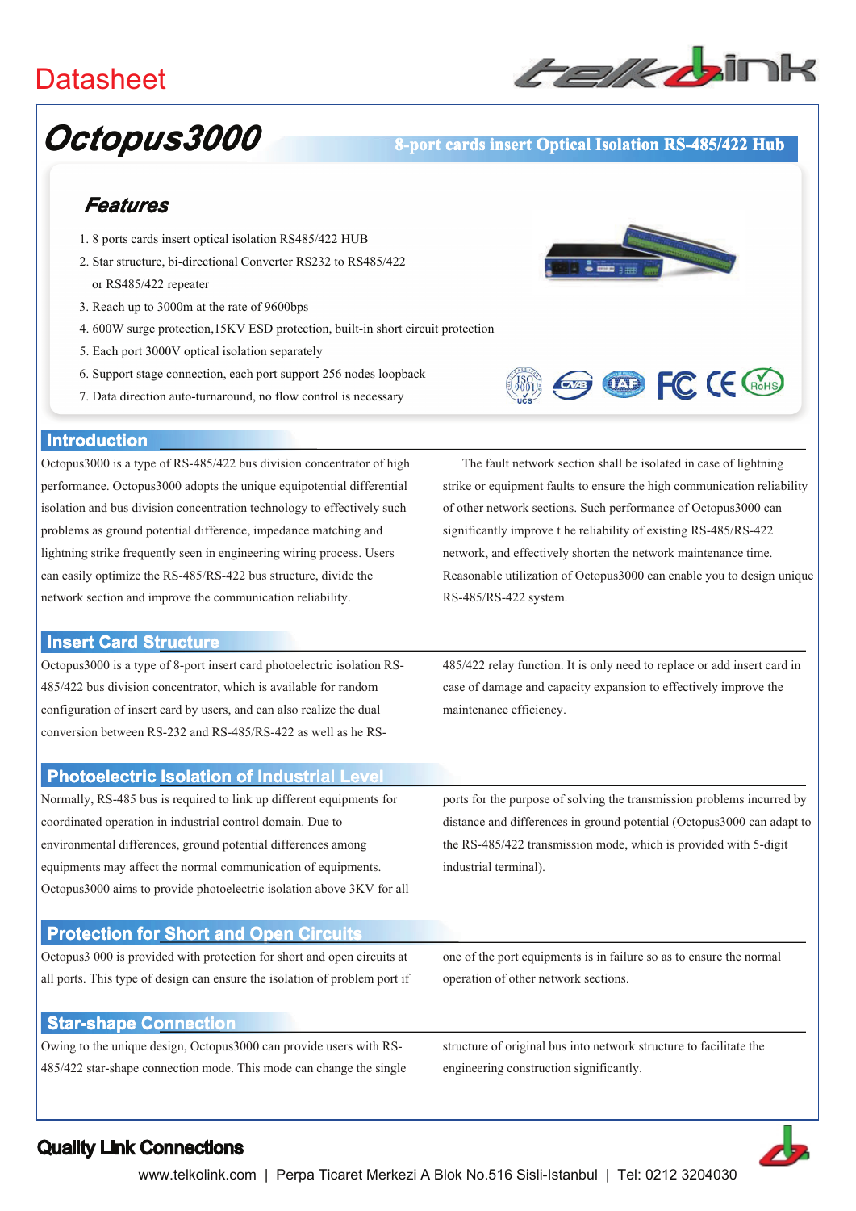# Datasheet

# Octopus3000

**8-port cards insert Optical Isolation RS-485/422 Hub**

## Features

1. 8 ports cards insert optical isolation RS485/422 HUB
2. Star structure, bi-directional Converter RS232 to RS485/422 or RS485/422 repeater
3. Reach up to 3000m at the rate of 9600bps
4. 600W surge protection,15KV ESD protection, built-in short circuit protection
5. Each port 3000V optical isolation separately
6. Support stage connection, each port support 256 nodes loopback
7. Data direction auto-turnaround, no flow control is necessary

## Introduction

Octopus3000 is a type of RS-485/422 bus division concentrator of high performance. Octopus3000 adopts the unique equipotential differential isolation and bus division concentration technology to effectively such problems as ground potential difference, impedance matching and lightning strike frequently seen in engineering wiring process. Users can easily optimize the RS-485/RS-422 bus structure, divide the network section and improve the communication reliability.

The fault network section shall be isolated in case of lightning strike or equipment faults to ensure the high communication reliability of other network sections. Such performance of Octopus3000 can significantly improve t he reliability of existing RS-485/RS-422 network, and effectively shorten the network maintenance time. Reasonable utilization of Octopus3000 can enable you to design unique RS-485/RS-422 system.

## Insert Card Structure

Octopus3000 is a type of 8-port insert card photoelectric isolation RS-485/422 bus division concentrator, which is available for random configuration of insert card by users, and can also realize the dual conversion between RS-232 and RS-485/RS-422 as well as he RS-485/422 relay function. It is only need to replace or add insert card in case of damage and capacity expansion to effectively improve the maintenance efficiency.

## Photoelectric Isolation of Industrial Level

Normally, RS-485 bus is required to link up different equipments for coordinated operation in industrial control domain. Due to environmental differences, ground potential differences among equipments may affect the normal communication of equipments. Octopus3000 aims to provide photoelectric isolation above 3KV for all ports for the purpose of solving the transmission problems incurred by distance and differences in ground potential (Octopus3000 can adapt to the RS-485/422 transmission mode, which is provided with 5-digit industrial terminal).

## Protection for Short and Open Circuits

Octopus3 000 is provided with protection for short and open circuits at all ports. This type of design can ensure the isolation of problem port if one of the port equipments is in failure so as to ensure the normal operation of other network sections.

## Star-shape Connection

Owing to the unique design, Octopus3000 can provide users with RS-485/422 star-shape connection mode. This mode can change the single structure of original bus into network structure to facilitate the engineering construction significantly.

**Quality Link Connections**

www.telkolink.com | Perpa Ticaret Merkezi A Blok No.516 Sisli-Istanbul | Tel: 0212 3204030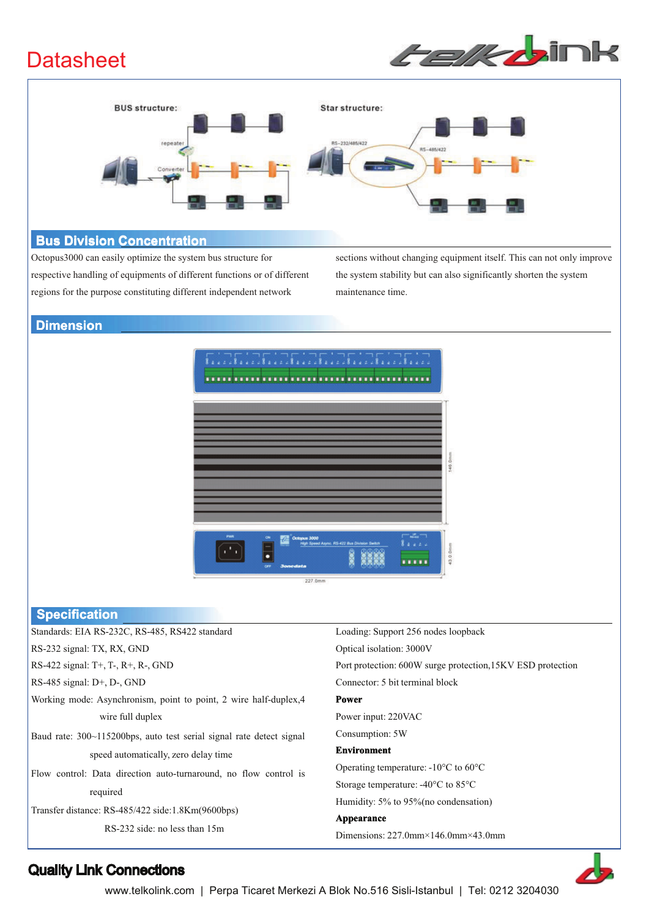## Bus Division Concentration

Octopus3000 can easily optimize the system bus structure for respective handling of equipments of different functions or of different regions for the purpose constituting different independent network sections without changing equipment itself. This can not only improve the system stability but can also significantly shorten the system maintenance time.

## Dimension

## Specification

Standards: EIA RS-232C, RS-485, RS422 standard

RS-232 signal: TX, RX, GND

RS-422 signal: T+, T-, R+, R-, GND

RS-485 signal: D+, D-, GND

Working mode: Asynchronism, point to point, 2 wire half-duplex,4 wire full duplex

Baud rate: 300~115200bps, auto test serial signal rate detect signal speed automatically, zero delay time

Flow control: Data direction auto-turnaround, no flow control is required

Transfer distance: RS-485/422 side:1.8Km(9600bps)
RS-232 side: no less than 15m

Loading: Support 256 nodes loopback

Optical isolation: 3000V

Port protection: 600W surge protection,15KV ESD protection

Connector: 5 bit terminal block

**Power**

Power input: 220VAC

Consumption: 5W

**Environment**

Operating temperature: -10°C to 60°C

Storage temperature: -40°C to 85°C

Humidity: 5% to 95%(no condensation)

**Appearance**

Dimensions: 227.0mm×146.0mm×43.0mm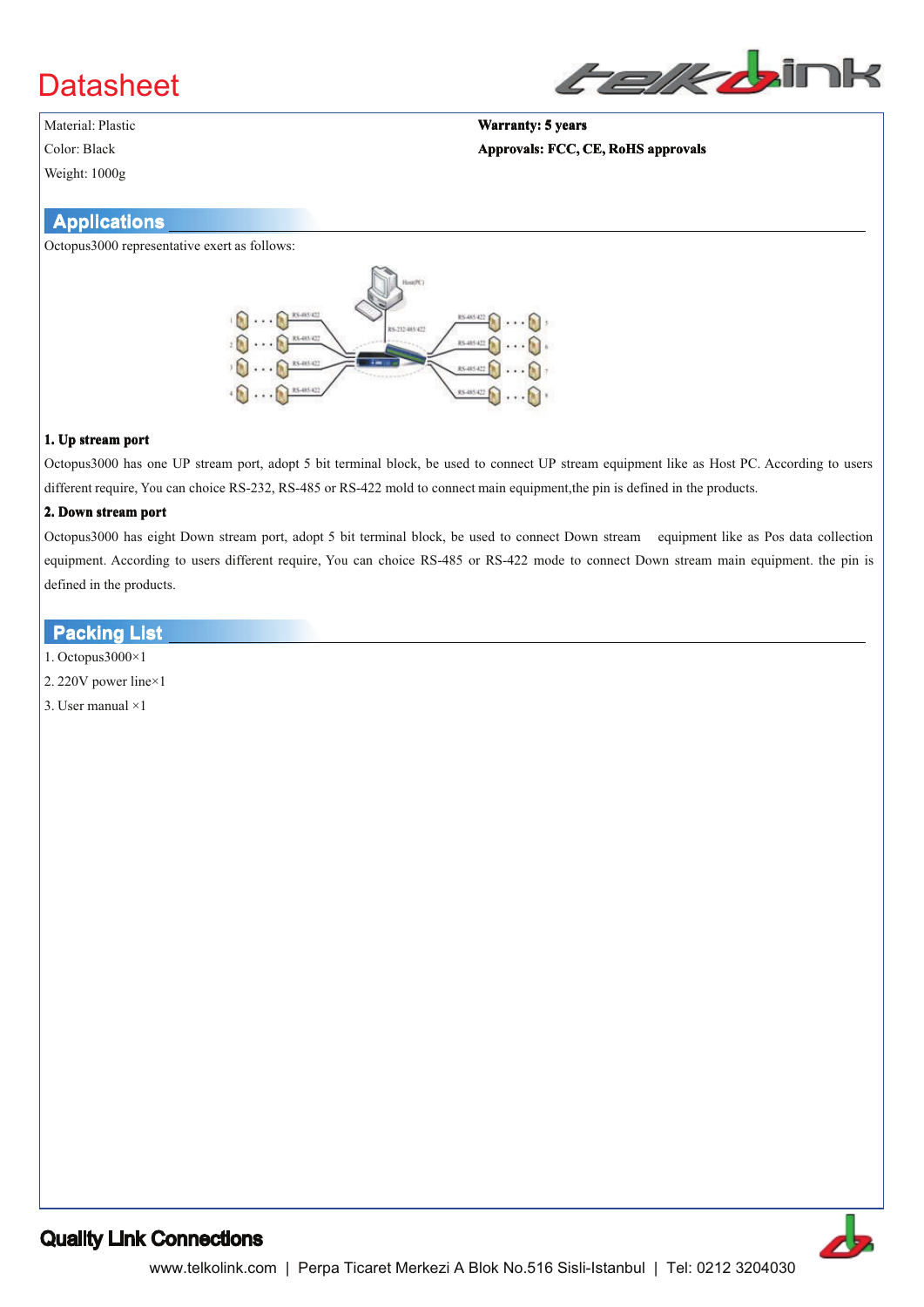Material: Plastic

Color: Black

Weight: 1000g

**Warranty: 5 years**

**Approvals: FCC, CE, RoHS approvals**

## Applications

Octopus3000 representative exert as follows:

Host(PC)

RS-232/485/422

RS-485/422

1 2 3 4 5 6 7 8

**1. Up stream port**

Octopus3000 has one UP stream port, adopt 5 bit terminal block, be used to connect UP stream equipment like as Host PC. According to users different require, You can choice RS-232, RS-485 or RS-422 mold to connect main equipment,the pin is defined in the products.

**2. Down stream port**

Octopus3000 has eight Down stream port, adopt 5 bit terminal block, be used to connect Down stream equipment like as Pos data collection equipment. According to users different require, You can choice RS-485 or RS-422 mode to connect Down stream main equipment. the pin is defined in the products.

## Packing List

1. Octopus3000×1
2. 220V power line×1
3. User manual ×1